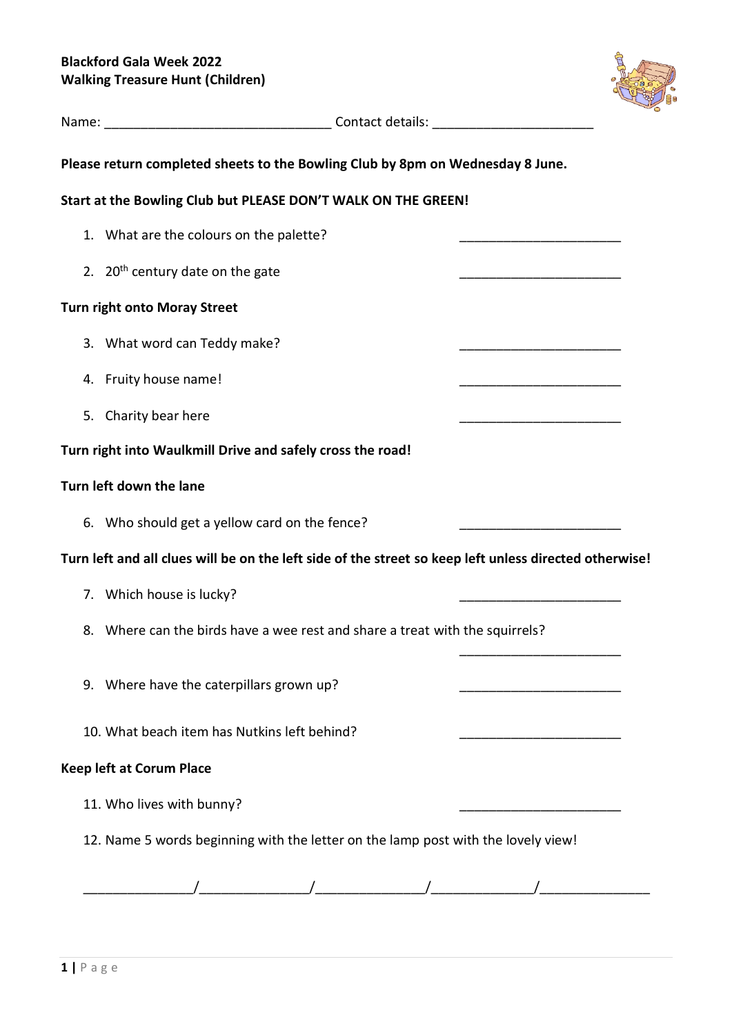**Blackford Gala Week 2022**
**Walking Treasure Hunt (Children)**

Name: ______________________________ Contact details: _____________________

**Please return completed sheets to the Bowling Club by 8pm on Wednesday 8 June.**

**Start at the Bowling Club but PLEASE DON'T WALK ON THE GREEN!**

1. What are the colours on the palette? ______________________
2. 20th century date on the gate ______________________

**Turn right onto Moray Street**

3. What word can Teddy make? ______________________
4. Fruity house name! ______________________
5. Charity bear here ______________________

**Turn right into Waulkmill Drive and safely cross the road!**

**Turn left down the lane**

6. Who should get a yellow card on the fence? ______________________

**Turn left and all clues will be on the left side of the street so keep left unless directed otherwise!**

7. Which house is lucky? ______________________
8. Where can the birds have a wee rest and share a treat with the squirrels? ______________________
9. Where have the caterpillars grown up? ______________________
10. What beach item has Nutkins left behind? ______________________

**Keep left at Corum Place**

11. Who lives with bunny? ______________________
12. Name 5 words beginning with the letter on the lamp post with the lovely view!

______________/______________/______________/_____________/______________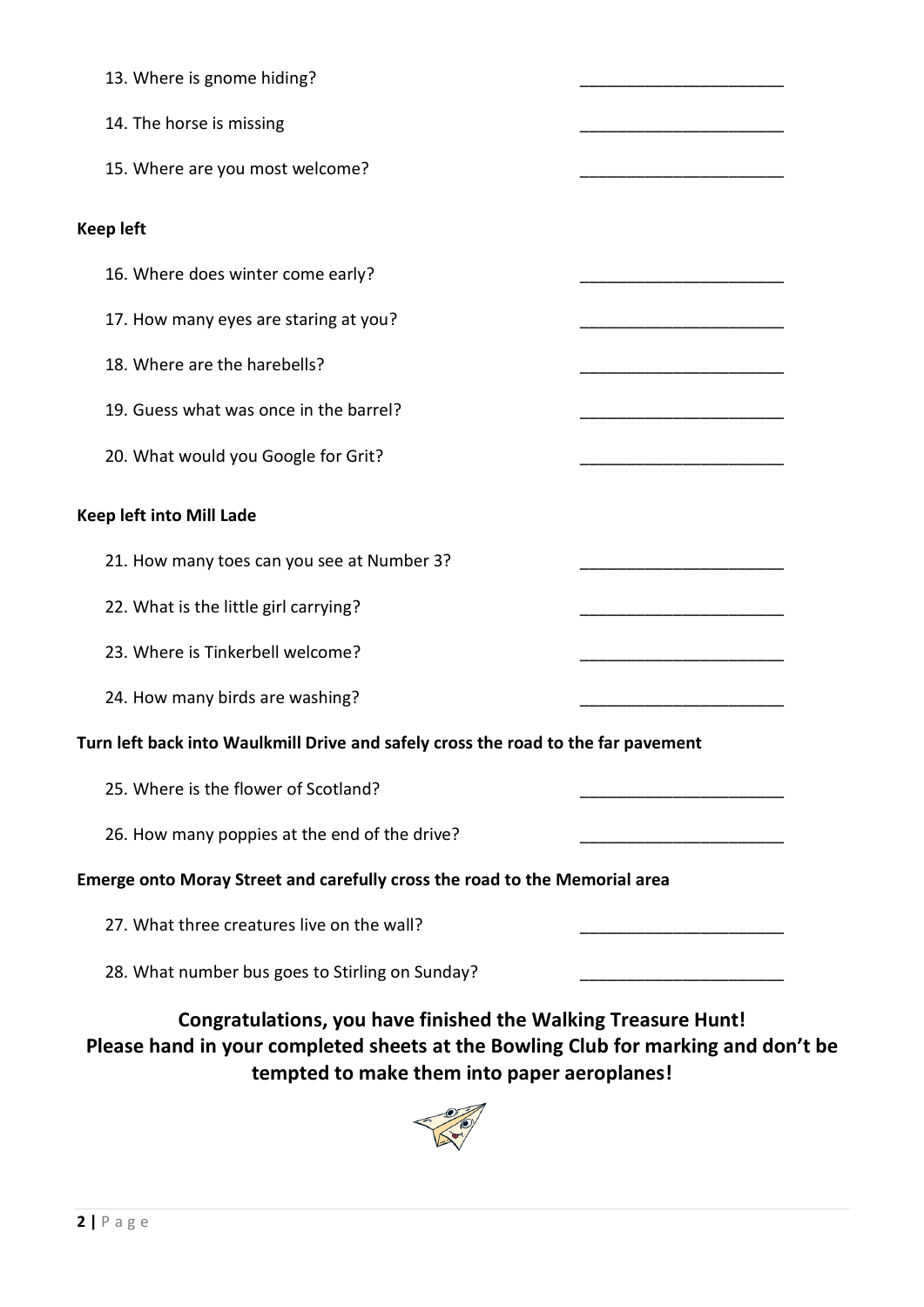13. Where is gnome hiding? _______________________

14. The horse is missing _______________________

15. Where are you most welcome? _______________________

**Keep left**

16. Where does winter come early? _______________________

17. How many eyes are staring at you? _______________________

18. Where are the harebells? _______________________

19. Guess what was once in the barrel? _______________________

20. What would you Google for Grit? _______________________

**Keep left into Mill Lade**

21. How many toes can you see at Number 3? _______________________

22. What is the little girl carrying? _______________________

23. Where is Tinkerbell welcome? _______________________

24. How many birds are washing? _______________________

**Turn left back into Waulkmill Drive and safely cross the road to the far pavement**

25. Where is the flower of Scotland? _______________________

26. How many poppies at the end of the drive? _______________________

**Emerge onto Moray Street and carefully cross the road to the Memorial area**

27. What three creatures live on the wall? _______________________

28. What number bus goes to Stirling on Sunday? _______________________

**Congratulations, you have finished the Walking Treasure Hunt!**
**Please hand in your completed sheets at the Bowling Club for marking and don't be tempted to make them into paper aeroplanes!**